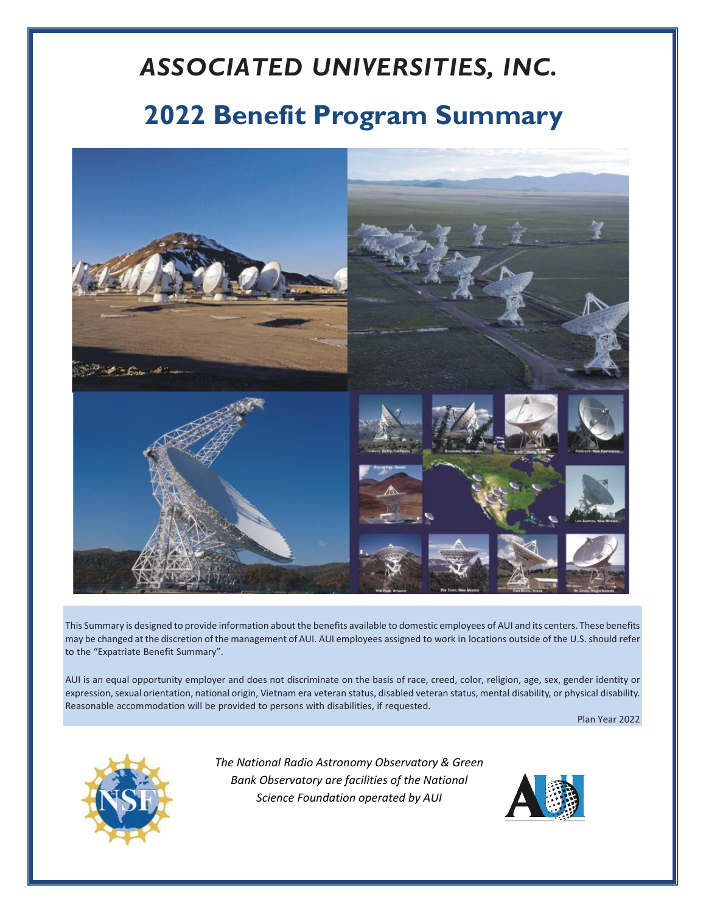# *ASSOCIATED UNIVERSITIES, INC.*

# 2022 Benefit Program Summary

This Summary is designed to provide information about the benefits available to domestic employees of AUI and its centers. These benefits may be changed at the discretion of the management of AUI. AUI employees assigned to work in locations outside of the U.S. should refer to the "Expatriate Benefit Summary".

AUI is an equal opportunity employer and does not discriminate on the basis of race, creed, color, religion, age, sex, gender identity or expression, sexual orientation, national origin, Vietnam era veteran status, disabled veteran status, mental disability, or physical disability. Reasonable accommodation will be provided to persons with disabilities, if requested.

Plan Year 2022

*The National Radio Astronomy Observatory & Green Bank Observatory are facilities of the National Science Foundation operated by AUI*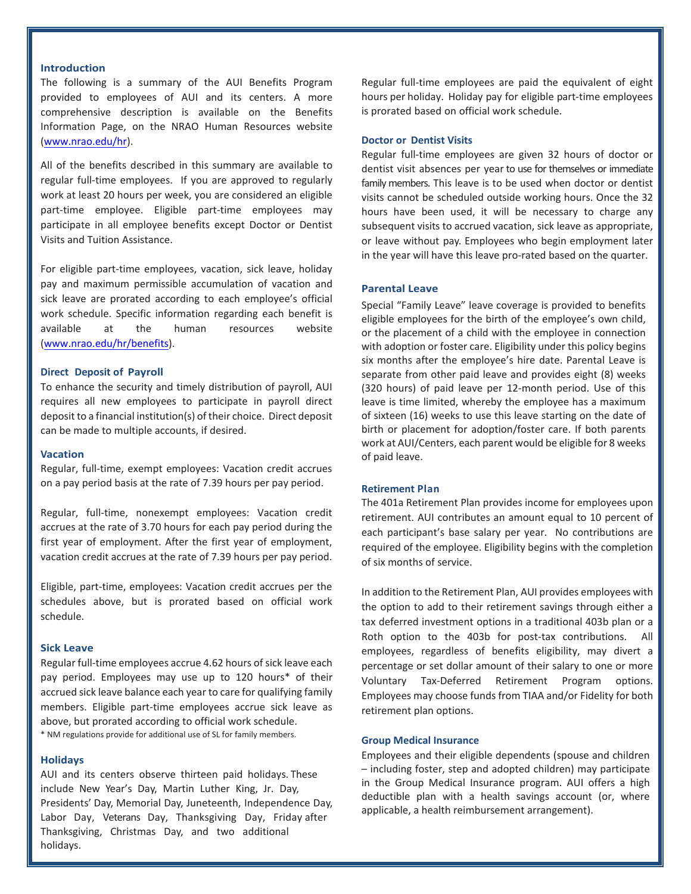## Introduction

The following is a summary of the AUI Benefits Program provided to employees of AUI and its centers. A more comprehensive description is available on the Benefits Information Page, on the NRAO Human Resources website (www.nrao.edu/hr).

All of the benefits described in this summary are available to regular full-time employees. If you are approved to regularly work at least 20 hours per week, you are considered an eligible part-time employee. Eligible part-time employees may participate in all employee benefits except Doctor or Dentist Visits and Tuition Assistance.

For eligible part-time employees, vacation, sick leave, holiday pay and maximum permissible accumulation of vacation and sick leave are prorated according to each employee's official work schedule. Specific information regarding each benefit is available at the human resources website (www.nrao.edu/hr/benefits).

## Direct Deposit of Payroll

To enhance the security and timely distribution of payroll, AUI requires all new employees to participate in payroll direct deposit to a financial institution(s) of their choice. Direct deposit can be made to multiple accounts, if desired.

## Vacation

Regular, full-time, exempt employees: Vacation credit accrues on a pay period basis at the rate of 7.39 hours per pay period.

Regular, full-time, nonexempt employees: Vacation credit accrues at the rate of 3.70 hours for each pay period during the first year of employment. After the first year of employment, vacation credit accrues at the rate of 7.39 hours per pay period.

Eligible, part-time, employees: Vacation credit accrues per the schedules above, but is prorated based on official work schedule.

## Sick Leave

Regular full-time employees accrue 4.62 hours of sick leave each pay period. Employees may use up to 120 hours* of their accrued sick leave balance each year to care for qualifying family members. Eligible part-time employees accrue sick leave as above, but prorated according to official work schedule.

\* NM regulations provide for additional use of SL for family members.

## Holidays

AUI and its centers observe thirteen paid holidays. These include New Year's Day, Martin Luther King, Jr. Day, Presidents' Day, Memorial Day, Juneteenth, Independence Day, Labor Day, Veterans Day, Thanksgiving Day, Friday after Thanksgiving, Christmas Day, and two additional holidays.

Regular full-time employees are paid the equivalent of eight hours per holiday. Holiday pay for eligible part-time employees is prorated based on official work schedule.

## Doctor or Dentist Visits

Regular full-time employees are given 32 hours of doctor or dentist visit absences per year to use for themselves or immediate family members. This leave is to be used when doctor or dentist visits cannot be scheduled outside working hours. Once the 32 hours have been used, it will be necessary to charge any subsequent visits to accrued vacation, sick leave as appropriate, or leave without pay. Employees who begin employment later in the year will have this leave pro-rated based on the quarter.

## Parental Leave

Special "Family Leave" leave coverage is provided to benefits eligible employees for the birth of the employee's own child, or the placement of a child with the employee in connection with adoption or foster care. Eligibility under this policy begins six months after the employee's hire date. Parental Leave is separate from other paid leave and provides eight (8) weeks (320 hours) of paid leave per 12-month period. Use of this leave is time limited, whereby the employee has a maximum of sixteen (16) weeks to use this leave starting on the date of birth or placement for adoption/foster care. If both parents work at AUI/Centers, each parent would be eligible for 8 weeks of paid leave.

## Retirement Plan

The 401a Retirement Plan provides income for employees upon retirement. AUI contributes an amount equal to 10 percent of each participant's base salary per year. No contributions are required of the employee. Eligibility begins with the completion of six months of service.

In addition to the Retirement Plan, AUI provides employees with the option to add to their retirement savings through either a tax deferred investment options in a traditional 403b plan or a Roth option to the 403b for post-tax contributions. All employees, regardless of benefits eligibility, may divert a percentage or set dollar amount of their salary to one or more Voluntary Tax-Deferred Retirement Program options. Employees may choose funds from TIAA and/or Fidelity for both retirement plan options.

## Group Medical Insurance

Employees and their eligible dependents (spouse and children – including foster, step and adopted children) may participate in the Group Medical Insurance program. AUI offers a high deductible plan with a health savings account (or, where applicable, a health reimbursement arrangement).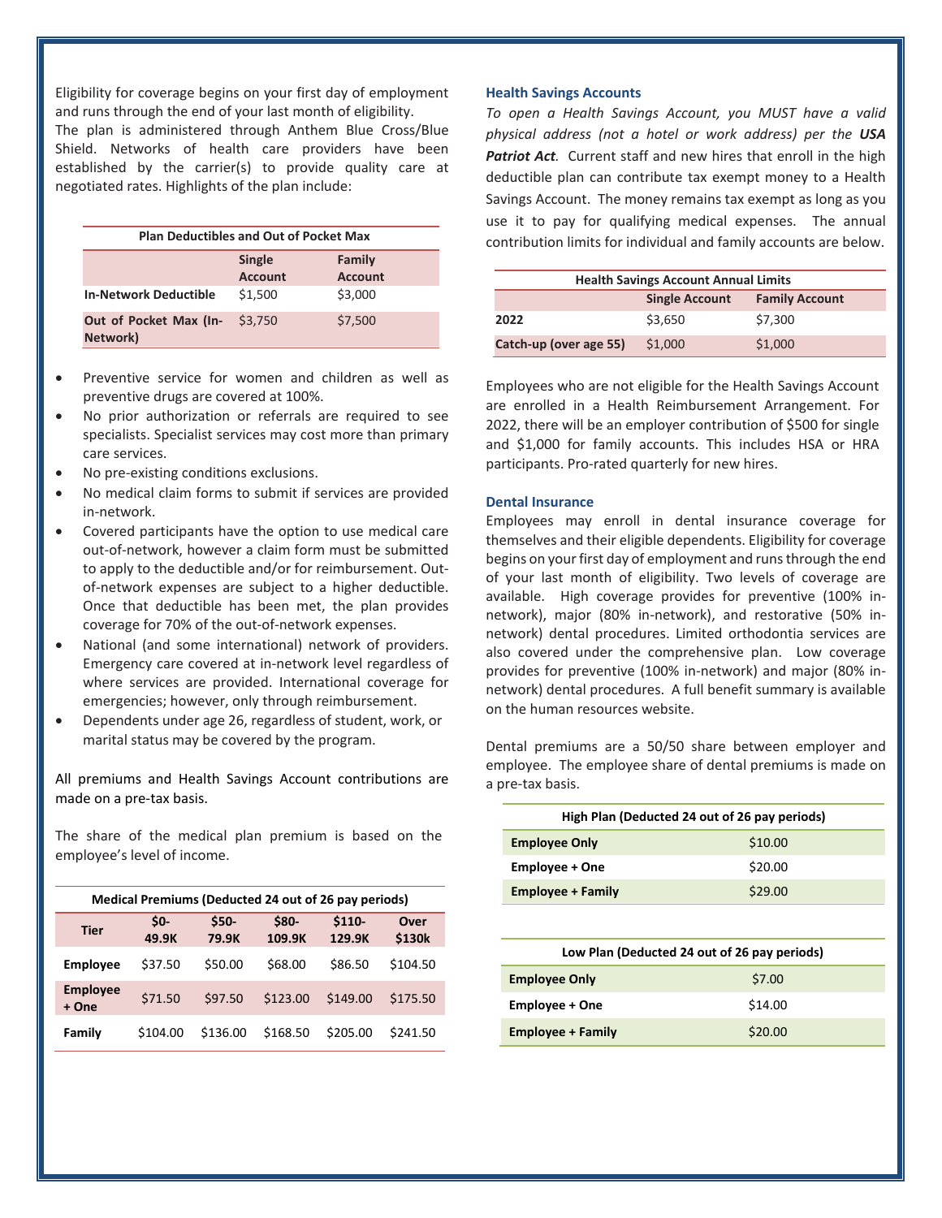Eligibility for coverage begins on your first day of employment and runs through the end of your last month of eligibility.
The plan is administered through Anthem Blue Cross/Blue Shield. Networks of health care providers have been established by the carrier(s) to provide quality care at negotiated rates. Highlights of the plan include:

| Plan Deductibles and Out of Pocket Max | | |
|---|---|---|
| | **Single Account** | **Family Account** |
| **In-Network Deductible** | $1,500 | $3,000 |
| **Out of Pocket Max (In-Network)** | $3,750 | $7,500 |

- Preventive service for women and children as well as preventive drugs are covered at 100%.
- No prior authorization or referrals are required to see specialists. Specialist services may cost more than primary care services.
- No pre-existing conditions exclusions.
- No medical claim forms to submit if services are provided in-network.
- Covered participants have the option to use medical care out-of-network, however a claim form must be submitted to apply to the deductible and/or for reimbursement. Out-of-network expenses are subject to a higher deductible. Once that deductible has been met, the plan provides coverage for 70% of the out-of-network expenses.
- National (and some international) network of providers. Emergency care covered at in-network level regardless of where services are provided. International coverage for emergencies; however, only through reimbursement.
- Dependents under age 26, regardless of student, work, or marital status may be covered by the program.

All premiums and Health Savings Account contributions are made on a pre-tax basis.

The share of the medical plan premium is based on the employee's level of income.

| Medical Premiums (Deducted 24 out of 26 pay periods) | | | | | |
|---|---|---|---|---|---|
| **Tier** | **$0-49.9K** | **$50-79.9K** | **$80-109.9K** | **$110-129.9K** | **Over $130k** |
| **Employee** | $37.50 | $50.00 | $68.00 | $86.50 | $104.50 |
| **Employee + One** | $71.50 | $97.50 | $123.00 | $149.00 | $175.50 |
| **Family** | $104.00 | $136.00 | $168.50 | $205.00 | $241.50 |

### Health Savings Accounts

*To open a Health Savings Account, you MUST have a valid physical address (not a hotel or work address) per the* ***USA Patriot Act****.* Current staff and new hires that enroll in the high deductible plan can contribute tax exempt money to a Health Savings Account. The money remains tax exempt as long as you use it to pay for qualifying medical expenses. The annual contribution limits for individual and family accounts are below.

| Health Savings Account Annual Limits | | |
|---|---|---|
| | **Single Account** | **Family Account** |
| **2022** | $3,650 | $7,300 |
| **Catch-up (over age 55)** | $1,000 | $1,000 |

Employees who are not eligible for the Health Savings Account are enrolled in a Health Reimbursement Arrangement. For 2022, there will be an employer contribution of $500 for single and $1,000 for family accounts. This includes HSA or HRA participants. Pro-rated quarterly for new hires.

### Dental Insurance

Employees may enroll in dental insurance coverage for themselves and their eligible dependents. Eligibility for coverage begins on your first day of employment and runs through the end of your last month of eligibility. Two levels of coverage are available. High coverage provides for preventive (100% in-network), major (80% in-network), and restorative (50% in-network) dental procedures. Limited orthodontia services are also covered under the comprehensive plan. Low coverage provides for preventive (100% in-network) and major (80% in-network) dental procedures. A full benefit summary is available on the human resources website.

Dental premiums are a 50/50 share between employer and employee. The employee share of dental premiums is made on a pre-tax basis.

| High Plan (Deducted 24 out of 26 pay periods) | |
|---|---|
| **Employee Only** | $10.00 |
| **Employee + One** | $20.00 |
| **Employee + Family** | $29.00 |

| Low Plan (Deducted 24 out of 26 pay periods) | |
|---|---|
| **Employee Only** | $7.00 |
| **Employee + One** | $14.00 |
| **Employee + Family** | $20.00 |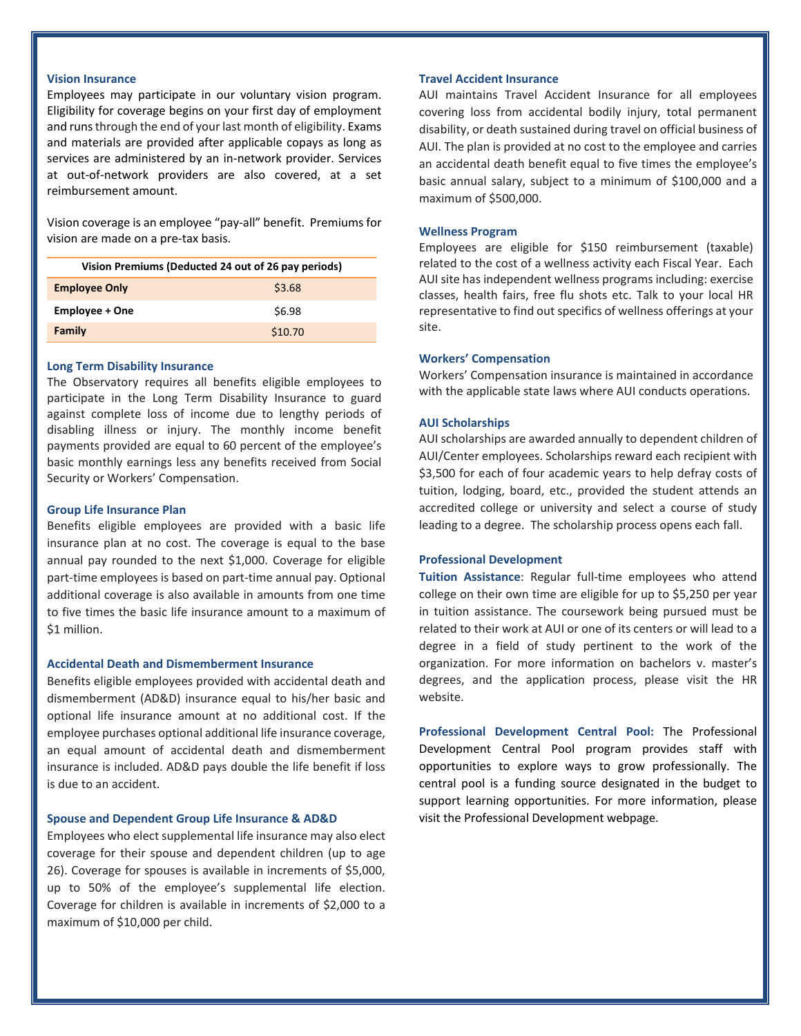### Vision Insurance

Employees may participate in our voluntary vision program. Eligibility for coverage begins on your first day of employment and runs through the end of your last month of eligibility. Exams and materials are provided after applicable copays as long as services are administered by an in-network provider. Services at out-of-network providers are also covered, at a set reimbursement amount.

Vision coverage is an employee "pay-all" benefit. Premiums for vision are made on a pre-tax basis.

| Vision Premiums (Deducted 24 out of 26 pay periods) | |
|---|---|
| **Employee Only** | $3.68 |
| **Employee + One** | $6.98 |
| **Family** | $10.70 |

### Long Term Disability Insurance

The Observatory requires all benefits eligible employees to participate in the Long Term Disability Insurance to guard against complete loss of income due to lengthy periods of disabling illness or injury. The monthly income benefit payments provided are equal to 60 percent of the employee's basic monthly earnings less any benefits received from Social Security or Workers' Compensation.

### Group Life Insurance Plan

Benefits eligible employees are provided with a basic life insurance plan at no cost. The coverage is equal to the base annual pay rounded to the next $1,000. Coverage for eligible part-time employees is based on part-time annual pay. Optional additional coverage is also available in amounts from one time to five times the basic life insurance amount to a maximum of $1 million.

### Accidental Death and Dismemberment Insurance

Benefits eligible employees provided with accidental death and dismemberment (AD&D) insurance equal to his/her basic and optional life insurance amount at no additional cost. If the employee purchases optional additional life insurance coverage, an equal amount of accidental death and dismemberment insurance is included. AD&D pays double the life benefit if loss is due to an accident.

### Spouse and Dependent Group Life Insurance & AD&D

Employees who elect supplemental life insurance may also elect coverage for their spouse and dependent children (up to age 26). Coverage for spouses is available in increments of $5,000, up to 50% of the employee's supplemental life election. Coverage for children is available in increments of $2,000 to a maximum of $10,000 per child.

### Travel Accident Insurance

AUI maintains Travel Accident Insurance for all employees covering loss from accidental bodily injury, total permanent disability, or death sustained during travel on official business of AUI. The plan is provided at no cost to the employee and carries an accidental death benefit equal to five times the employee's basic annual salary, subject to a minimum of $100,000 and a maximum of $500,000.

### Wellness Program

Employees are eligible for $150 reimbursement (taxable) related to the cost of a wellness activity each Fiscal Year. Each AUI site has independent wellness programs including: exercise classes, health fairs, free flu shots etc. Talk to your local HR representative to find out specifics of wellness offerings at your site.

### Workers' Compensation

Workers' Compensation insurance is maintained in accordance with the applicable state laws where AUI conducts operations.

### AUI Scholarships

AUI scholarships are awarded annually to dependent children of AUI/Center employees. Scholarships reward each recipient with $3,500 for each of four academic years to help defray costs of tuition, lodging, board, etc., provided the student attends an accredited college or university and select a course of study leading to a degree. The scholarship process opens each fall.

### Professional Development

**Tuition Assistance**: Regular full-time employees who attend college on their own time are eligible for up to $5,250 per year in tuition assistance. The coursework being pursued must be related to their work at AUI or one of its centers or will lead to a degree in a field of study pertinent to the work of the organization. For more information on bachelors v. master's degrees, and the application process, please visit the HR website.

**Professional Development Central Pool:** The Professional Development Central Pool program provides staff with opportunities to explore ways to grow professionally. The central pool is a funding source designated in the budget to support learning opportunities. For more information, please visit the Professional Development webpage.